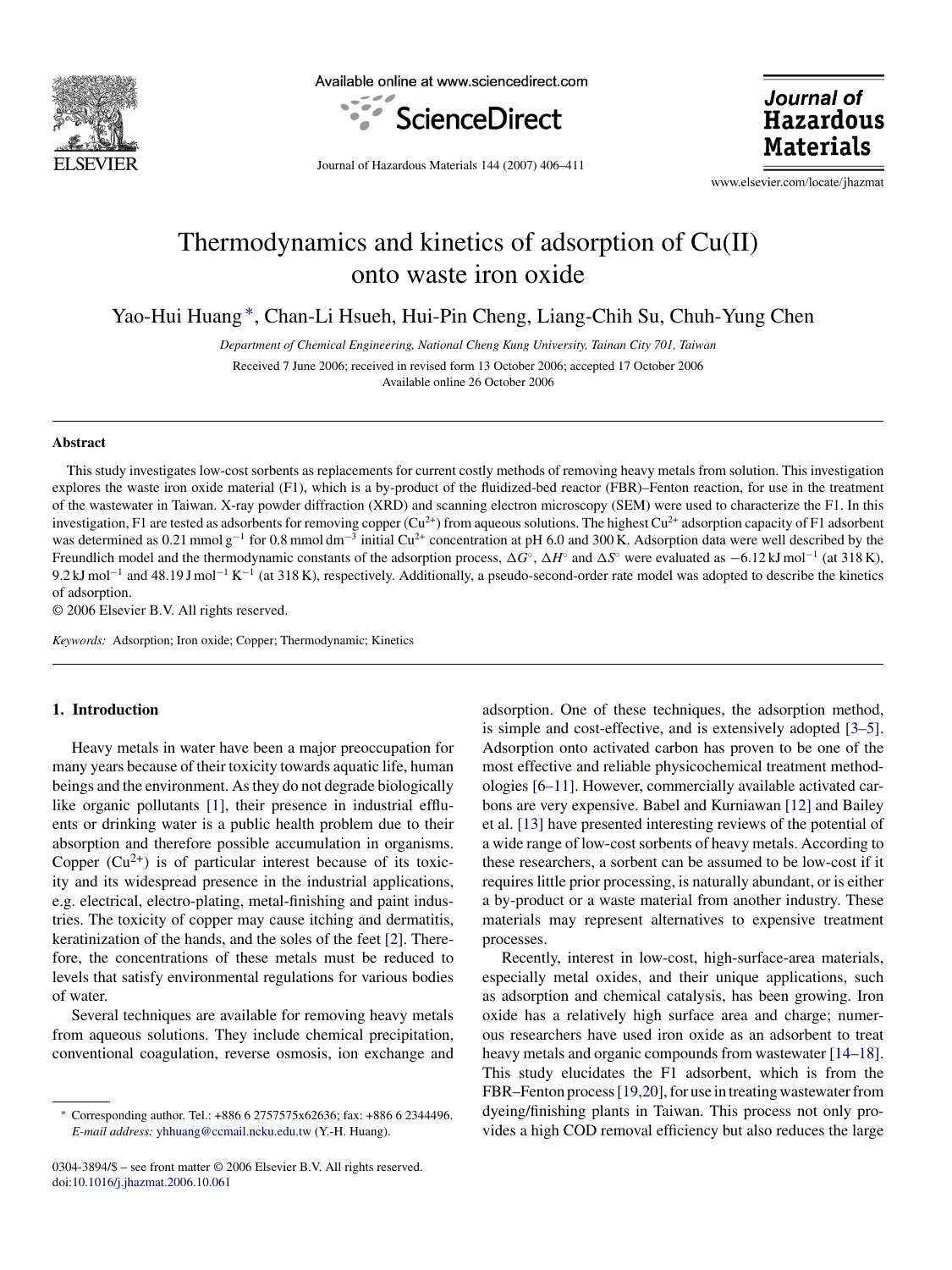# Thermodynamics and kinetics of adsorption of Cu(II) onto waste iron oxide

Yao-Hui Huang*, Chan-Li Hsueh, Hui-Pin Cheng, Liang-Chih Su, Chuh-Yung Chen

*Department of Chemical Engineering, National Cheng Kung University, Tainan City 701, Taiwan*

Received 7 June 2006; received in revised form 13 October 2006; accepted 17 October 2006
Available online 26 October 2006

## Abstract

This study investigates low-cost sorbents as replacements for current costly methods of removing heavy metals from solution. This investigation explores the waste iron oxide material (F1), which is a by-product of the fluidized-bed reactor (FBR)–Fenton reaction, for use in the treatment of the wastewater in Taiwan. X-ray powder diffraction (XRD) and scanning electron microscopy (SEM) were used to characterize the F1. In this investigation, F1 are tested as adsorbents for removing copper ($Cu^{2+}$) from aqueous solutions. The highest $Cu^{2+}$ adsorption capacity of F1 adsorbent was determined as 0.21 mmol $g^{-1}$ for 0.8 mmol $dm^{-3}$ initial $Cu^{2+}$ concentration at pH 6.0 and 300 K. Adsorption data were well described by the Freundlich model and the thermodynamic constants of the adsorption process, $\Delta G^{\circ}$, $\Delta H^{\circ}$ and $\Delta S^{\circ}$ were evaluated as −6.12 kJ $mol^{-1}$ (at 318 K), 9.2 kJ $mol^{-1}$ and 48.19 J $mol^{-1}$ $K^{-1}$ (at 318 K), respectively. Additionally, a pseudo-second-order rate model was adopted to describe the kinetics of adsorption.

© 2006 Elsevier B.V. All rights reserved.

*Keywords:* Adsorption; Iron oxide; Copper; Thermodynamic; Kinetics

## 1. Introduction

Heavy metals in water have been a major preoccupation for many years because of their toxicity towards aquatic life, human beings and the environment. As they do not degrade biologically like organic pollutants [1], their presence in industrial effluents or drinking water is a public health problem due to their absorption and therefore possible accumulation in organisms. Copper ($Cu^{2+}$) is of particular interest because of its toxicity and its widespread presence in the industrial applications, e.g. electrical, electro-plating, metal-finishing and paint industries. The toxicity of copper may cause itching and dermatitis, keratinization of the hands, and the soles of the feet [2]. Therefore, the concentrations of these metals must be reduced to levels that satisfy environmental regulations for various bodies of water.

Several techniques are available for removing heavy metals from aqueous solutions. They include chemical precipitation, conventional coagulation, reverse osmosis, ion exchange and adsorption. One of these techniques, the adsorption method, is simple and cost-effective, and is extensively adopted [3–5]. Adsorption onto activated carbon has proven to be one of the most effective and reliable physicochemical treatment methodologies [6–11]. However, commercially available activated carbons are very expensive. Babel and Kurniawan [12] and Bailey et al. [13] have presented interesting reviews of the potential of a wide range of low-cost sorbents of heavy metals. According to these researchers, a sorbent can be assumed to be low-cost if it requires little prior processing, is naturally abundant, or is either a by-product or a waste material from another industry. These materials may represent alternatives to expensive treatment processes.

Recently, interest in low-cost, high-surface-area materials, especially metal oxides, and their unique applications, such as adsorption and chemical catalysis, has been growing. Iron oxide has a relatively high surface area and charge; numerous researchers have used iron oxide as an adsorbent to treat heavy metals and organic compounds from wastewater [14–18]. This study elucidates the F1 adsorbent, which is from the FBR–Fenton process [19,20], for use in treating wastewater from dyeing/finishing plants in Taiwan. This process not only provides a high COD removal efficiency but also reduces the large

* Corresponding author. Tel.: +886 6 2757575x62636; fax: +886 6 2344496. *E-mail address:* yhhuang@ccmail.ncku.edu.tw (Y.-H. Huang).

0304-3894/$ – see front matter © 2006 Elsevier B.V. All rights reserved.
doi:10.1016/j.jhazmat.2006.10.061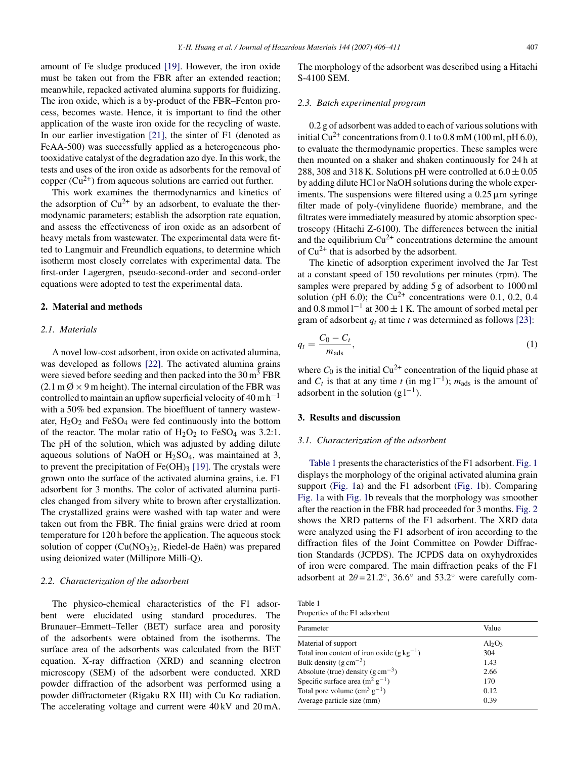amount of Fe sludge produced [19]. However, the iron oxide must be taken out from the FBR after an extended reaction; meanwhile, repacked activated alumina supports for fluidizing. The iron oxide, which is a by-product of the FBR–Fenton process, becomes waste. Hence, it is important to find the other application of the waste iron oxide for the recycling of waste. In our earlier investigation [21], the sinter of F1 (denoted as FeAA-500) was successfully applied as a heterogeneous photooxidative catalyst of the degradation azo dye. In this work, the tests and uses of the iron oxide as adsorbents for the removal of copper ($Cu^{2+}$) from aqueous solutions are carried out further.

This work examines the thermodynamics and kinetics of the adsorption of $Cu^{2+}$ by an adsorbent, to evaluate the thermodynamic parameters; establish the adsorption rate equation, and assess the effectiveness of iron oxide as an adsorbent of heavy metals from wastewater. The experimental data were fitted to Langmuir and Freundlich equations, to determine which isotherm most closely correlates with experimental data. The first-order Lagergren, pseudo-second-order and second-order equations were adopted to test the experimental data.

## 2. Material and methods

### 2.1. Materials

A novel low-cost adsorbent, iron oxide on activated alumina, was developed as follows [22]. The activated alumina grains were sieved before seeding and then packed into the $30\,m^3$ FBR ($2.1\,m\,Ø \times 9\,m$ height). The internal circulation of the FBR was controlled to maintain an upflow superficial velocity of $40\,m\,h^{-1}$ with a 50% bed expansion. The bioeffluent of tannery wastewater, $H_2O_2$ and $FeSO_4$ were fed continuously into the bottom of the reactor. The molar ratio of $H_2O_2$ to $FeSO_4$ was 3.2:1. The pH of the solution, which was adjusted by adding dilute aqueous solutions of NaOH or $H_2SO_4$, was maintained at 3, to prevent the precipitation of $Fe(OH)_3$ [19]. The crystals were grown onto the surface of the activated alumina grains, i.e. F1 adsorbent for 3 months. The color of activated alumina particles changed from silvery white to brown after crystallization. The crystallized grains were washed with tap water and were taken out from the FBR. The finial grains were dried at room temperature for 120 h before the application. The aqueous stock solution of copper ($Cu(NO_3)_2$, Riedel-de Haën) was prepared using deionized water (Millipore Milli-Q).

### 2.2. Characterization of the adsorbent

The physico-chemical characteristics of the F1 adsorbent were elucidated using standard procedures. The Brunauer–Emmett–Teller (BET) surface area and porosity of the adsorbents were obtained from the isotherms. The surface area of the adsorbents was calculated from the BET equation. X-ray diffraction (XRD) and scanning electron microscopy (SEM) of the adsorbent were conducted. XRD powder diffraction of the adsorbent was performed using a powder diffractometer (Rigaku RX III) with Cu K$\alpha$ radiation. The accelerating voltage and current were 40 kV and 20 mA. The morphology of the adsorbent was described using a Hitachi S-4100 SEM.

### 2.3. Batch experimental program

0.2 g of adsorbent was added to each of various solutions with initial $Cu^{2+}$ concentrations from 0.1 to 0.8 mM (100 ml, pH 6.0), to evaluate the thermodynamic properties. These samples were then mounted on a shaker and shaken continuously for 24 h at 288, 308 and 318 K. Solutions pH were controlled at $6.0 \pm 0.05$ by adding dilute HCl or NaOH solutions during the whole experiments. The suspensions were filtered using a 0.25 μm syringe filter made of poly-(vinylidene fluoride) membrane, and the filtrates were immediately measured by atomic absorption spectroscopy (Hitachi Z-6100). The differences between the initial and the equilibrium $Cu^{2+}$ concentrations determine the amount of $Cu^{2+}$ that is adsorbed by the adsorbent.

The kinetic of adsorption experiment involved the Jar Test at a constant speed of 150 revolutions per minutes (rpm). The samples were prepared by adding 5 g of adsorbent to 1000 ml solution (pH 6.0); the $Cu^{2+}$ concentrations were 0.1, 0.2, 0.4 and $0.8\,mmol\,l^{-1}$ at $300 \pm 1$ K. The amount of sorbed metal per gram of adsorbent $q_t$ at time $t$ was determined as follows [23]:

$$q_t = \frac{C_0 - C_t}{m_{\mathrm{ads}}}, \tag{1}$$

where $C_0$ is the initial $Cu^{2+}$ concentration of the liquid phase at and $C_t$ is that at any time $t$ (in $mg\,l^{-1}$); $m_{\mathrm{ads}}$ is the amount of adsorbent in the solution ($g\,l^{-1}$).

## 3. Results and discussion

### 3.1. Characterization of the adsorbent

Table 1 presents the characteristics of the F1 adsorbent. Fig. 1 displays the morphology of the original activated alumina grain support (Fig. 1a) and the F1 adsorbent (Fig. 1b). Comparing Fig. 1a with Fig. 1b reveals that the morphology was smoother after the reaction in the FBR had proceeded for 3 months. Fig. 2 shows the XRD patterns of the F1 adsorbent. The XRD data were analyzed using the F1 adsorbent of iron according to the diffraction files of the Joint Committee on Powder Diffraction Standards (JCPDS). The JCPDS data on oxyhydroxides of iron were compared. The main diffraction peaks of the F1 adsorbent at $2\theta = 21.2°$, $36.6°$ and $53.2°$ were carefully com-

Table 1
Properties of the F1 adsorbent

| Parameter | Value |
|---|---|
| Material of support | $Al_2O_3$ |
| Total iron content of iron oxide ($g\,kg^{-1}$) | 304 |
| Bulk density ($g\,cm^{-3}$) | 1.43 |
| Absolute (true) density ($g\,cm^{-3}$) | 2.66 |
| Specific surface area ($m^2\,g^{-1}$) | 170 |
| Total pore volume ($cm^3\,g^{-1}$) | 0.12 |
| Average particle size (mm) | 0.39 |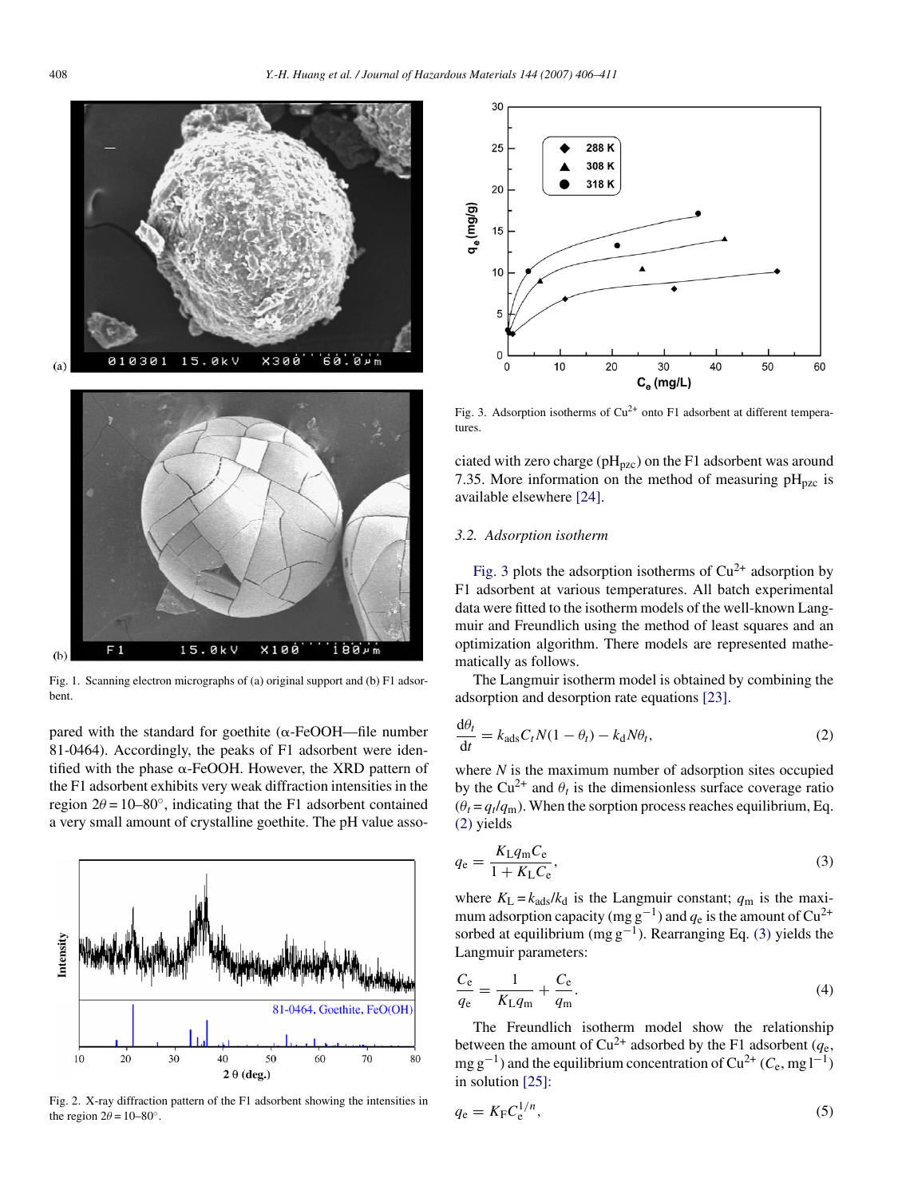(a)

010301 15.0kV X300 60.0μm

(b)

F1 15.0kV X100 180μm

Fig. 1. Scanning electron micrographs of (a) original support and (b) F1 adsorbent.

pared with the standard for goethite (α-FeOOH—file number 81-0464). Accordingly, the peaks of F1 adsorbent were identified with the phase α-FeOOH. However, the XRD pattern of the F1 adsorbent exhibits very weak diffraction intensities in the region $2\theta = 10–80^{\circ}$, indicating that the F1 adsorbent contained a very small amount of crystalline goethite. The pH value associated with zero charge ($pH_{pzc}$) on the F1 adsorbent was around 7.35. More information on the method of measuring $pH_{pzc}$ is available elsewhere [24].

Intensity

81-0464, Goethite, FeO(OH)

10 20 30 40 50 60 70 80

2 θ (deg.)

Fig. 2. X-ray diffraction pattern of the F1 adsorbent showing the intensities in the region $2\theta = 10–80^{\circ}$.

288 K
308 K
318 K

$q_e$ (mg/g)

0 5 10 15 20 25 30

0 10 20 30 40 50 60

$C_e$ (mg/L)

Fig. 3. Adsorption isotherms of $Cu^{2+}$ onto F1 adsorbent at different temperatures.

### 3.2. Adsorption isotherm

Fig. 3 plots the adsorption isotherms of $Cu^{2+}$ adsorption by F1 adsorbent at various temperatures. All batch experimental data were fitted to the isotherm models of the well-known Langmuir and Freundlich using the method of least squares and an optimization algorithm. There models are represented mathematically as follows.

The Langmuir isotherm model is obtained by combining the adsorption and desorption rate equations [23].

$$\frac{d\theta_t}{dt} = k_{ads} C_t N(1 - \theta_t) - k_d N \theta_t, \quad (2)$$

where $N$ is the maximum number of adsorption sites occupied by the $Cu^{2+}$ and $\theta_t$ is the dimensionless surface coverage ratio ($\theta_t = q_t/q_m$). When the sorption process reaches equilibrium, Eq. (2) yields

$$q_e = \frac{K_L q_m C_e}{1 + K_L C_e}, \quad (3)$$

where $K_L = k_{ads}/k_d$ is the Langmuir constant; $q_m$ is the maximum adsorption capacity (mg $g^{-1}$) and $q_e$ is the amount of $Cu^{2+}$ sorbed at equilibrium (mg $g^{-1}$). Rearranging Eq. (3) yields the Langmuir parameters:

$$\frac{C_e}{q_e} = \frac{1}{K_L q_m} + \frac{C_e}{q_m}. \quad (4)$$

The Freundlich isotherm model show the relationship between the amount of $Cu^{2+}$ adsorbed by the F1 adsorbent ($q_e$, mg $g^{-1}$) and the equilibrium concentration of $Cu^{2+}$ ($C_e$, mg $l^{-1}$) in solution [25]:

$$q_e = K_F C_e^{1/n}, \quad (5)$$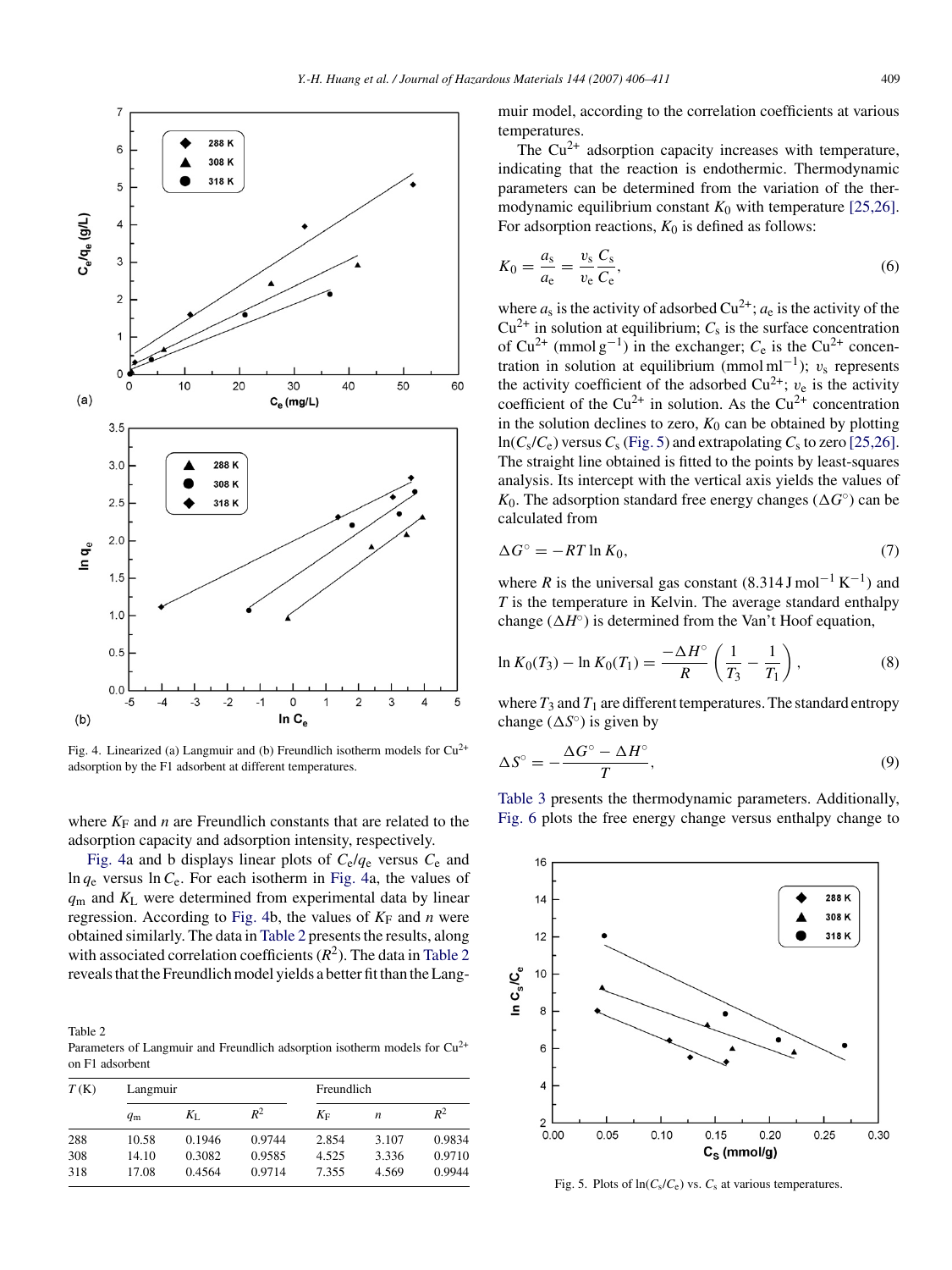7
6
5
4
3
2
1
0

$C_e/q_e$ (g/L)

288 K
308 K
318 K

0 10 20 30 40 50 60

$C_e$ (mg/L)

(a)

3.5
3.0
2.5
2.0
1.5
1.0
0.5
0.0

ln $q_e$

288 K
308 K
318 K

-5 -4 -3 -2 -1 0 1 2 3 4 5

ln $C_e$

(b)

Fig. 4. Linearized (a) Langmuir and (b) Freundlich isotherm models for $Cu^{2+}$ adsorption by the F1 adsorbent at different temperatures.

where $K_F$ and $n$ are Freundlich constants that are related to the adsorption capacity and adsorption intensity, respectively.

Fig. 4a and b displays linear plots of $C_e/q_e$ versus $C_e$ and $\ln q_e$ versus $\ln C_e$. For each isotherm in Fig. 4a, the values of $q_m$ and $K_L$ were determined from experimental data by linear regression. According to Fig. 4b, the values of $K_F$ and $n$ were obtained similarly. The data in Table 2 presents the results, along with associated correlation coefficients ($R^2$). The data in Table 2 reveals that the Freundlich model yields a better fit than the Langmuir model, according to the correlation coefficients at various temperatures.

Table 2
Parameters of Langmuir and Freundlich adsorption isotherm models for $Cu^{2+}$ on F1 adsorbent

| $T$ (K) | Langmuir | | | Freundlich | | |
|---|---|---|---|---|---|---|
| | $q_m$ | $K_L$ | $R^2$ | $K_F$ | $n$ | $R^2$ |
| 288 | 10.58 | 0.1946 | 0.9744 | 2.854 | 3.107 | 0.9834 |
| 308 | 14.10 | 0.3082 | 0.9585 | 4.525 | 3.336 | 0.9710 |
| 318 | 17.08 | 0.4564 | 0.9714 | 7.355 | 4.569 | 0.9944 |

The $Cu^{2+}$ adsorption capacity increases with temperature, indicating that the reaction is endothermic. Thermodynamic parameters can be determined from the variation of the thermodynamic equilibrium constant $K_0$ with temperature [25,26]. For adsorption reactions, $K_0$ is defined as follows:

$$K_0 = \frac{a_s}{a_e} = \frac{\upsilon_s}{\upsilon_e}\frac{C_s}{C_e}, \tag{6}$$

where $a_s$ is the activity of adsorbed $Cu^{2+}$; $a_e$ is the activity of the $Cu^{2+}$ in solution at equilibrium; $C_s$ is the surface concentration of $Cu^{2+}$ (mmol $g^{-1}$) in the exchanger; $C_e$ is the $Cu^{2+}$ concentration in solution at equilibrium (mmol $ml^{-1}$); $\upsilon_s$ represents the activity coefficient of the adsorbed $Cu^{2+}$; $\upsilon_e$ is the activity coefficient of the $Cu^{2+}$ in solution. As the $Cu^{2+}$ concentration in the solution declines to zero, $K_0$ can be obtained by plotting $\ln(C_s/C_e)$ versus $C_s$ (Fig. 5) and extrapolating $C_s$ to zero [25,26]. The straight line obtained is fitted to the points by least-squares analysis. Its intercept with the vertical axis yields the values of $K_0$. The adsorption standard free energy changes ($\Delta G^\circ$) can be calculated from

$$\Delta G^\circ = -RT \ln K_0, \tag{7}$$

where $R$ is the universal gas constant (8.314 J $mol^{-1}$ $K^{-1}$) and $T$ is the temperature in Kelvin. The average standard enthalpy change ($\Delta H^\circ$) is determined from the Van't Hoof equation,

$$\ln K_0(T_3) - \ln K_0(T_1) = \frac{-\Delta H^\circ}{R}\left(\frac{1}{T_3} - \frac{1}{T_1}\right), \tag{8}$$

where $T_3$ and $T_1$ are different temperatures. The standard entropy change ($\Delta S^\circ$) is given by

$$\Delta S^\circ = -\frac{\Delta G^\circ - \Delta H^\circ}{T}, \tag{9}$$

Table 3 presents the thermodynamic parameters. Additionally, Fig. 6 plots the free energy change versus enthalpy change to

16
14
12
10
8
6
4
2

ln $C_s/C_e$

288 K
308 K
318 K

0.00 0.05 0.10 0.15 0.20 0.25 0.30

$C_s$ (mmol/g)

Fig. 5. Plots of $\ln(C_s/C_e)$ vs. $C_s$ at various temperatures.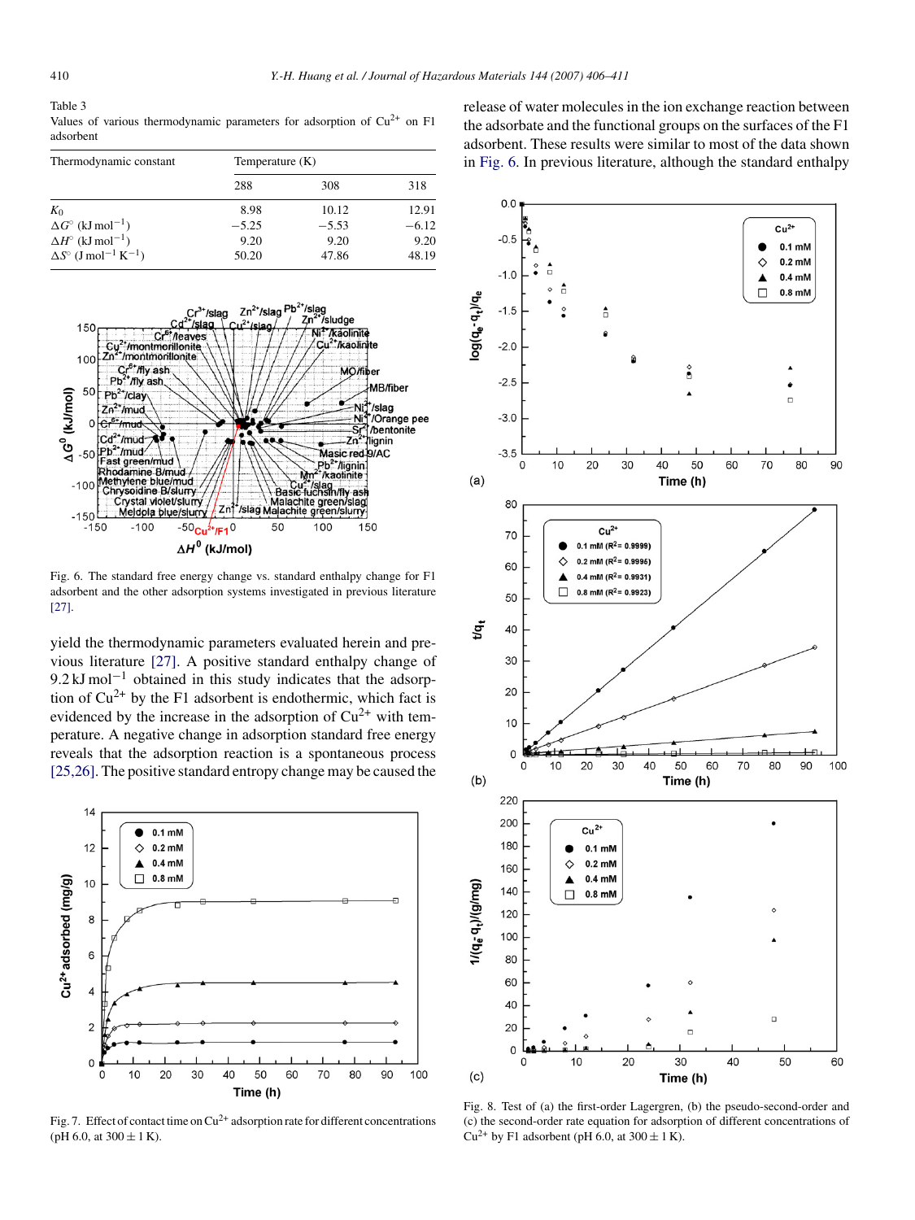Table 3
Values of various thermodynamic parameters for adsorption of $Cu^{2+}$ on F1 adsorbent

| Thermodynamic constant | Temperature (K) | | |
|---|---|---|---|
| | 288 | 308 | 318 |
| $K_0$ | 8.98 | 10.12 | 12.91 |
| $\Delta G^\circ$ (kJ mol$^{-1}$) | −5.25 | −5.53 | −6.12 |
| $\Delta H^\circ$ (kJ mol$^{-1}$) | 9.20 | 9.20 | 9.20 |
| $\Delta S^\circ$ (J mol$^{-1}$ K$^{-1}$) | 50.20 | 47.86 | 48.19 |

ΔG⁰ (kJ/mol)
ΔH⁰ (kJ/mol)
Cr3+/slag, Cd2+/slag, Zn2+/slag, Cu2+/slag, Pb2+/slag, Zn2+/sludge, Ni2+/kaolinite, Cu2+/kaolinite, Cr6+/leaves, Cu2+/montmorillonite, Zn2+/montmorillonite, Cr6+/fly ash, Pb2+/fly ash, MO/fiber, Pb2+/clay, MB/fiber, Zn2+/mud, Ni2+/slag, Cr6+/mud, Ni2+/Orange pee, Sr2+/bentonite, Cd2+/mud, Zn2+/lignin, Pb2+/mud, Basic red 9/AC, Fast green/mud, Pb2+/lignin, Rhodamine B/mud, Mn2+/kaolinite, Methylene blue/mud, Cu2+/slag, Chrysoidine B/slurry, Basic fuchsin/fly ash, Crystal violet/slurry, Malachite green/slag, Meldola blue/slurry, Zn2+/slag, Malachite green/slurry, Cu2+/F1

Fig. 6. The standard free energy change vs. standard enthalpy change for F1 adsorbent and the other adsorption systems investigated in previous literature [27].

yield the thermodynamic parameters evaluated herein and previous literature [27]. A positive standard enthalpy change of 9.2 kJ mol$^{-1}$ obtained in this study indicates that the adsorption of $Cu^{2+}$ by the F1 adsorbent is endothermic, which fact is evidenced by the increase in the adsorption of $Cu^{2+}$ with temperature. A negative change in adsorption standard free energy reveals that the adsorption reaction is a spontaneous process [25,26]. The positive standard entropy change may be caused the release of water molecules in the ion exchange reaction between the adsorbate and the functional groups on the surfaces of the F1 adsorbent. These results were similar to most of the data shown in Fig. 6. In previous literature, although the standard enthalpy

Cu2+ adsorbed (mg/g)
Time (h)
0.1 mM
0.2 mM
0.4 mM
0.8 mM

Fig. 7. Effect of contact time on $Cu^{2+}$ adsorption rate for different concentrations (pH 6.0, at 300 ± 1 K).

(a)
log(qe-qt)/qe
Time (h)
Cu2+
0.1 mM
0.2 mM
0.4 mM
0.8 mM

(b)
t/qt
Time (h)
Cu2+
0.1 mM (R2= 0.9999)
0.2 mM (R2= 0.9996)
0.4 mM (R2= 0.9931)
0.8 mM (R2= 0.9923)

(c)
1/(qe-qt)(g/mg)
Time (h)
Cu2+
0.1 mM
0.2 mM
0.4 mM
0.8 mM

Fig. 8. Test of (a) the first-order Lagergren, (b) the pseudo-second-order and (c) the second-order rate equation for adsorption of different concentrations of $Cu^{2+}$ by F1 adsorbent (pH 6.0, at 300 ± 1 K).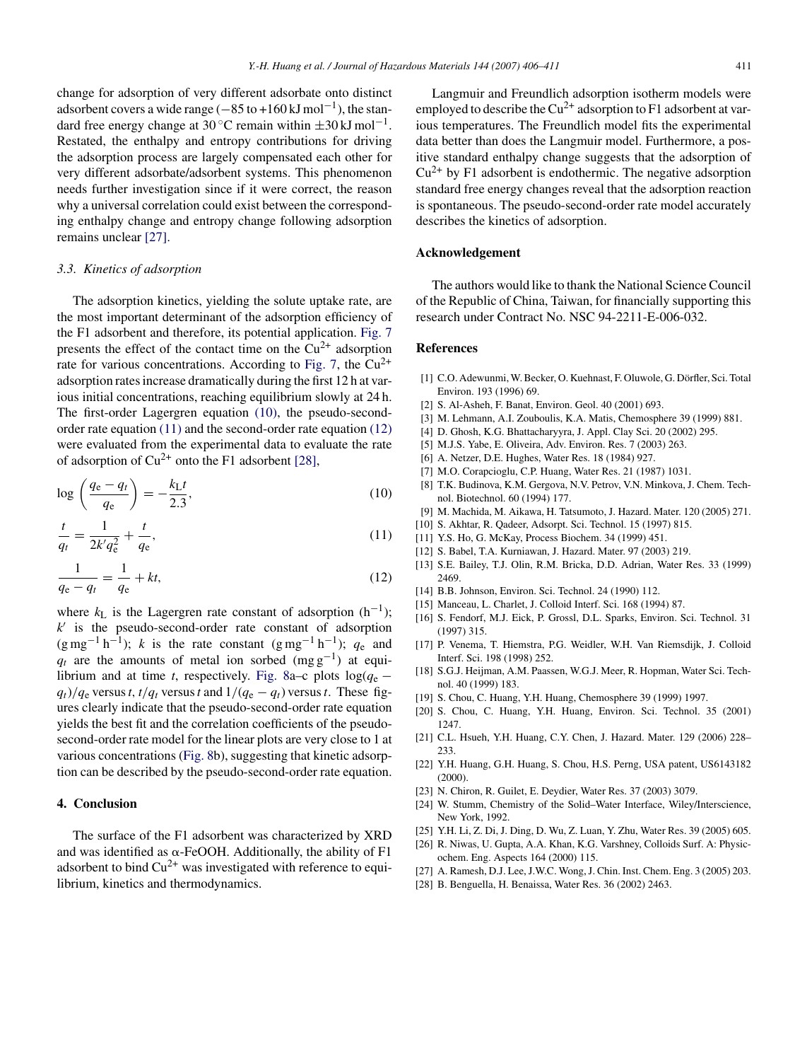change for adsorption of very different adsorbate onto distinct adsorbent covers a wide range ($-85$ to $+160\,\mathrm{kJ\,mol^{-1}}$), the standard free energy change at 30 °C remain within $\pm30\,\mathrm{kJ\,mol^{-1}}$. Restated, the enthalpy and entropy contributions for driving the adsorption process are largely compensated each other for very different adsorbate/adsorbent systems. This phenomenon needs further investigation since if it were correct, the reason why a universal correlation could exist between the corresponding enthalpy change and entropy change following adsorption remains unclear [27].

### 3.3. Kinetics of adsorption

The adsorption kinetics, yielding the solute uptake rate, are the most important determinant of the adsorption efficiency of the F1 adsorbent and therefore, its potential application. Fig. 7 presents the effect of the contact time on the $Cu^{2+}$ adsorption rate for various concentrations. According to Fig. 7, the $Cu^{2+}$ adsorption rates increase dramatically during the first 12 h at various initial concentrations, reaching equilibrium slowly at 24 h. The first-order Lagergren equation (10), the pseudo-second-order rate equation (11) and the second-order rate equation (12) were evaluated from the experimental data to evaluate the rate of adsorption of $Cu^{2+}$ onto the F1 adsorbent [28],

$$\log\left(\frac{q_e - q_t}{q_e}\right) = -\frac{k_L t}{2.3}, \tag{10}$$

$$\frac{t}{q_t} = \frac{1}{2k' q_e^2} + \frac{t}{q_e}, \tag{11}$$

$$\frac{1}{q_e - q_t} = \frac{1}{q_e} + kt, \tag{12}$$

where $k_L$ is the Lagergren rate constant of adsorption ($\mathrm{h^{-1}}$); $k'$ is the pseudo-second-order rate constant of adsorption ($\mathrm{g\,mg^{-1}\,h^{-1}}$); $k$ is the rate constant ($\mathrm{g\,mg^{-1}\,h^{-1}}$); $q_e$ and $q_t$ are the amounts of metal ion sorbed ($\mathrm{mg\,g^{-1}}$) at equilibrium and at time $t$, respectively. Fig. 8a–c plots $\log(q_e - q_t)/q_e$ versus $t$, $t/q_t$ versus $t$ and $1/(q_e - q_t)$ versus $t$. These figures clearly indicate that the pseudo-second-order rate equation yields the best fit and the correlation coefficients of the pseudo-second-order rate model for the linear plots are very close to 1 at various concentrations (Fig. 8b), suggesting that kinetic adsorption can be described by the pseudo-second-order rate equation.

## 4. Conclusion

The surface of the F1 adsorbent was characterized by XRD and was identified as α-FeOOH. Additionally, the ability of F1 adsorbent to bind $Cu^{2+}$ was investigated with reference to equilibrium, kinetics and thermodynamics.

Langmuir and Freundlich adsorption isotherm models were employed to describe the $Cu^{2+}$ adsorption to F1 adsorbent at various temperatures. The Freundlich model fits the experimental data better than does the Langmuir model. Furthermore, a positive standard enthalpy change suggests that the adsorption of $Cu^{2+}$ by F1 adsorbent is endothermic. The negative adsorption standard free energy changes reveal that the adsorption reaction is spontaneous. The pseudo-second-order rate model accurately describes the kinetics of adsorption.

## Acknowledgement

The authors would like to thank the National Science Council of the Republic of China, Taiwan, for financially supporting this research under Contract No. NSC 94-2211-E-006-032.

## References

[1] C.O. Adewunmi, W. Becker, O. Kuehnast, F. Oluwole, G. Dörfler, Sci. Total Environ. 193 (1996) 69.
[2] S. Al-Asheh, F. Banat, Environ. Geol. 40 (2001) 693.
[3] M. Lehmann, A.I. Zouboulis, K.A. Matis, Chemosphere 39 (1999) 881.
[4] D. Ghosh, K.G. Bhattacharyyra, J. Appl. Clay Sci. 20 (2002) 295.
[5] M.J.S. Yabe, E. Oliveira, Adv. Environ. Res. 7 (2003) 263.
[6] A. Netzer, D.E. Hughes, Water Res. 18 (1984) 927.
[7] M.O. Corapcioglu, C.P. Huang, Water Res. 21 (1987) 1031.
[8] T.K. Budinova, K.M. Gergova, N.V. Petrov, V.N. Minkova, J. Chem. Technol. Biotechnol. 60 (1994) 177.
[9] M. Machida, M. Aikawa, H. Tatsumoto, J. Hazard. Mater. 120 (2005) 271.
[10] S. Akhtar, R. Qadeer, Adsorpt. Sci. Technol. 15 (1997) 815.
[11] Y.S. Ho, G. McKay, Process Biochem. 34 (1999) 451.
[12] S. Babel, T.A. Kurniawan, J. Hazard. Mater. 97 (2003) 219.
[13] S.E. Bailey, T.J. Olin, R.M. Bricka, D.D. Adrian, Water Res. 33 (1999) 2469.
[14] B.B. Johnson, Environ. Sci. Technol. 24 (1990) 112.
[15] Manceau, L. Charlet, J. Colloid Interf. Sci. 168 (1994) 87.
[16] S. Fendorf, M.J. Eick, P. Grossl, D.L. Sparks, Environ. Sci. Technol. 31 (1997) 315.
[17] P. Venema, T. Hiemstra, P.G. Weidler, W.H. Van Riemsdijk, J. Colloid Interf. Sci. 198 (1998) 252.
[18] S.G.J. Heijman, A.M. Paassen, W.G.J. Meer, R. Hopman, Water Sci. Technol. 40 (1999) 183.
[19] S. Chou, C. Huang, Y.H. Huang, Chemosphere 39 (1999) 1997.
[20] S. Chou, C. Huang, Y.H. Huang, Environ. Sci. Technol. 35 (2001) 1247.
[21] C.L. Hsueh, Y.H. Huang, C.Y. Chen, J. Hazard. Mater. 129 (2006) 228–233.
[22] Y.H. Huang, G.H. Huang, S. Chou, H.S. Perng, USA patent, US6143182 (2000).
[23] N. Chiron, R. Guilet, E. Deydier, Water Res. 37 (2003) 3079.
[24] W. Stumm, Chemistry of the Solid–Water Interface, Wiley/Interscience, New York, 1992.
[25] Y.H. Li, Z. Di, J. Ding, D. Wu, Z. Luan, Y. Zhu, Water Res. 39 (2005) 605.
[26] R. Niwas, U. Gupta, A.A. Khan, K.G. Varshney, Colloids Surf. A: Physicochem. Eng. Aspects 164 (2000) 115.
[27] A. Ramesh, D.J. Lee, J.W.C. Wong, J. Chin. Inst. Chem. Eng. 3 (2005) 203.
[28] B. Benguella, H. Benaissa, Water Res. 36 (2002) 2463.